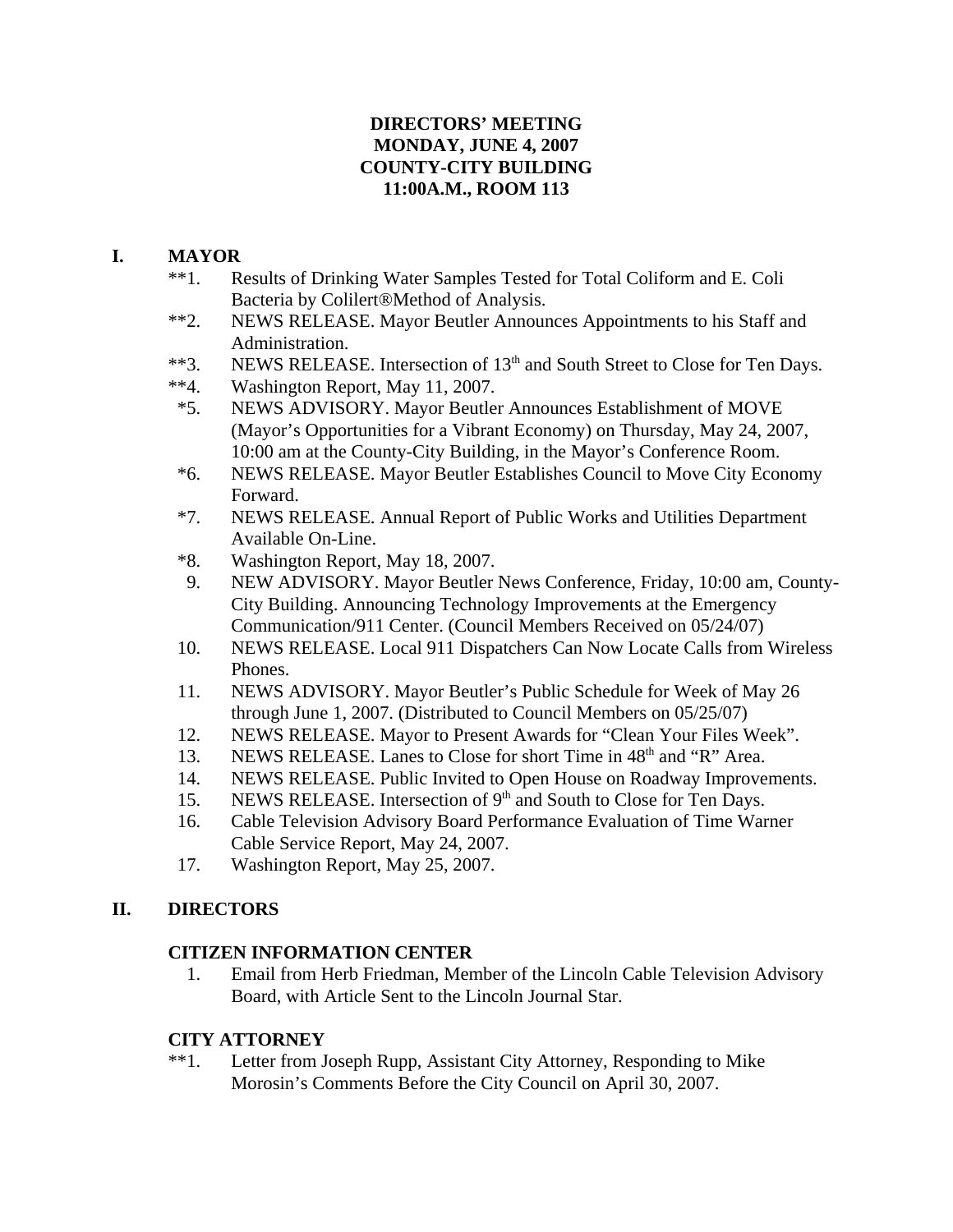**DIRECTORS' MEETING**
**MONDAY, JUNE 4, 2007**
**COUNTY-CITY BUILDING**
**11:00A.M., ROOM 113**

## I. MAYOR

- **1. Results of Drinking Water Samples Tested for Total Coliform and E. Coli Bacteria by Colilert®Method of Analysis.
- **2. NEWS RELEASE. Mayor Beutler Announces Appointments to his Staff and Administration.
- **3. NEWS RELEASE. Intersection of 13th and South Street to Close for Ten Days.
- **4. Washington Report, May 11, 2007.
- *5. NEWS ADVISORY. Mayor Beutler Announces Establishment of MOVE (Mayor's Opportunities for a Vibrant Economy) on Thursday, May 24, 2007, 10:00 am at the County-City Building, in the Mayor's Conference Room.
- *6. NEWS RELEASE. Mayor Beutler Establishes Council to Move City Economy Forward.
- *7. NEWS RELEASE. Annual Report of Public Works and Utilities Department Available On-Line.
- *8. Washington Report, May 18, 2007.
- 9. NEW ADVISORY. Mayor Beutler News Conference, Friday, 10:00 am, County-City Building. Announcing Technology Improvements at the Emergency Communication/911 Center. (Council Members Received on 05/24/07)
- 10. NEWS RELEASE. Local 911 Dispatchers Can Now Locate Calls from Wireless Phones.
- 11. NEWS ADVISORY. Mayor Beutler's Public Schedule for Week of May 26 through June 1, 2007. (Distributed to Council Members on 05/25/07)
- 12. NEWS RELEASE. Mayor to Present Awards for "Clean Your Files Week".
- 13. NEWS RELEASE. Lanes to Close for short Time in 48th and "R" Area.
- 14. NEWS RELEASE. Public Invited to Open House on Roadway Improvements.
- 15. NEWS RELEASE. Intersection of 9th and South to Close for Ten Days.
- 16. Cable Television Advisory Board Performance Evaluation of Time Warner Cable Service Report, May 24, 2007.
- 17. Washington Report, May 25, 2007.

## II. DIRECTORS

### CITIZEN INFORMATION CENTER

- 1. Email from Herb Friedman, Member of the Lincoln Cable Television Advisory Board, with Article Sent to the Lincoln Journal Star.

### CITY ATTORNEY

- **1. Letter from Joseph Rupp, Assistant City Attorney, Responding to Mike Morosin's Comments Before the City Council on April 30, 2007.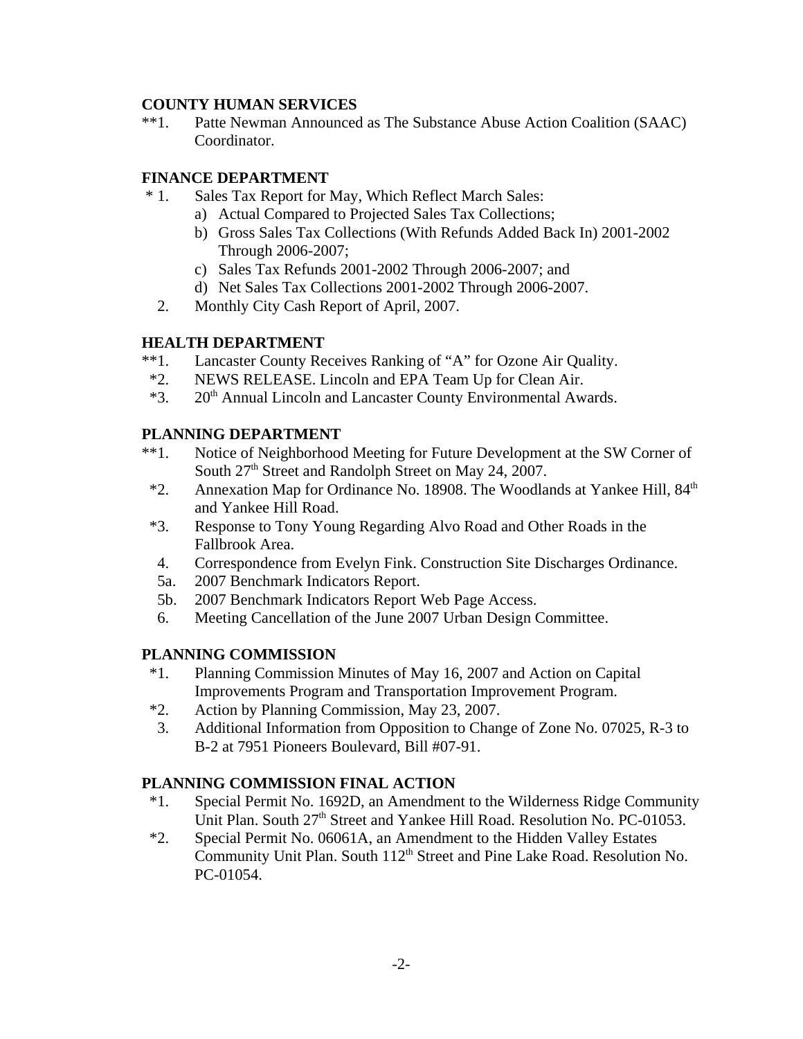**COUNTY HUMAN SERVICES**

**1. Patte Newman Announced as The Substance Abuse Action Coalition (SAAC) Coordinator.

**FINANCE DEPARTMENT**

* 1. Sales Tax Report for May, Which Reflect March Sales:
   a) Actual Compared to Projected Sales Tax Collections;
   b) Gross Sales Tax Collections (With Refunds Added Back In) 2001-2002 Through 2006-2007;
   c) Sales Tax Refunds 2001-2002 Through 2006-2007; and
   d) Net Sales Tax Collections 2001-2002 Through 2006-2007.

2. Monthly City Cash Report of April, 2007.

**HEALTH DEPARTMENT**

**1. Lancaster County Receives Ranking of "A" for Ozone Air Quality.

*2. NEWS RELEASE. Lincoln and EPA Team Up for Clean Air.

*3. 20th Annual Lincoln and Lancaster County Environmental Awards.

**PLANNING DEPARTMENT**

**1. Notice of Neighborhood Meeting for Future Development at the SW Corner of South 27th Street and Randolph Street on May 24, 2007.

*2. Annexation Map for Ordinance No. 18908. The Woodlands at Yankee Hill, 84th and Yankee Hill Road.

*3. Response to Tony Young Regarding Alvo Road and Other Roads in the Fallbrook Area.

4. Correspondence from Evelyn Fink. Construction Site Discharges Ordinance.

5a. 2007 Benchmark Indicators Report.

5b. 2007 Benchmark Indicators Report Web Page Access.

6. Meeting Cancellation of the June 2007 Urban Design Committee.

**PLANNING COMMISSION**

*1. Planning Commission Minutes of May 16, 2007 and Action on Capital Improvements Program and Transportation Improvement Program.

*2. Action by Planning Commission, May 23, 2007.

3. Additional Information from Opposition to Change of Zone No. 07025, R-3 to B-2 at 7951 Pioneers Boulevard, Bill #07-91.

**PLANNING COMMISSION FINAL ACTION**

*1. Special Permit No. 1692D, an Amendment to the Wilderness Ridge Community Unit Plan. South 27th Street and Yankee Hill Road. Resolution No. PC-01053.

*2. Special Permit No. 06061A, an Amendment to the Hidden Valley Estates Community Unit Plan. South 112th Street and Pine Lake Road. Resolution No. PC-01054.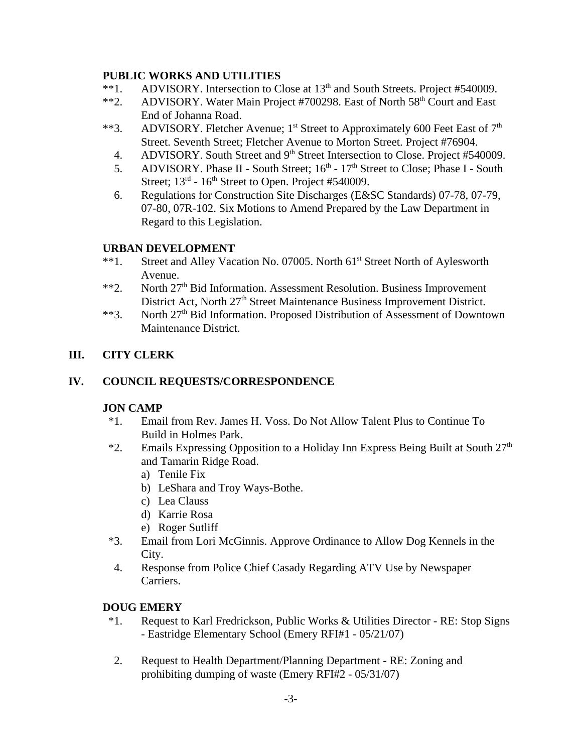**PUBLIC WORKS AND UTILITIES**

**1. ADVISORY. Intersection to Close at 13th and South Streets. Project #540009.
**2. ADVISORY. Water Main Project #700298. East of North 58th Court and East End of Johanna Road.
**3. ADVISORY. Fletcher Avenue; 1st Street to Approximately 600 Feet East of 7th Street. Seventh Street; Fletcher Avenue to Morton Street. Project #76904.
4. ADVISORY. South Street and 9th Street Intersection to Close. Project #540009.
5. ADVISORY. Phase II - South Street; 16th - 17th Street to Close; Phase I - South Street; 13rd - 16th Street to Open. Project #540009.
6. Regulations for Construction Site Discharges (E&SC Standards) 07-78, 07-79, 07-80, 07R-102. Six Motions to Amend Prepared by the Law Department in Regard to this Legislation.

**URBAN DEVELOPMENT**

**1. Street and Alley Vacation No. 07005. North 61st Street North of Aylesworth Avenue.
**2. North 27th Bid Information. Assessment Resolution. Business Improvement District Act, North 27th Street Maintenance Business Improvement District.
**3. North 27th Bid Information. Proposed Distribution of Assessment of Downtown Maintenance District.

## III. CITY CLERK

## IV. COUNCIL REQUESTS/CORRESPONDENCE

**JON CAMP**

*1. Email from Rev. James H. Voss. Do Not Allow Talent Plus to Continue To Build in Holmes Park.
*2. Emails Expressing Opposition to a Holiday Inn Express Being Built at South 27th and Tamarin Ridge Road.
   a) Tenile Fix
   b) LeShara and Troy Ways-Bothe.
   c) Lea Clauss
   d) Karrie Rosa
   e) Roger Sutliff
*3. Email from Lori McGinnis. Approve Ordinance to Allow Dog Kennels in the City.
4. Response from Police Chief Casady Regarding ATV Use by Newspaper Carriers.

**DOUG EMERY**

*1. Request to Karl Fredrickson, Public Works & Utilities Director - RE: Stop Signs - Eastridge Elementary School (Emery RFI#1 - 05/21/07)

2. Request to Health Department/Planning Department - RE: Zoning and prohibiting dumping of waste (Emery RFI#2 - 05/31/07)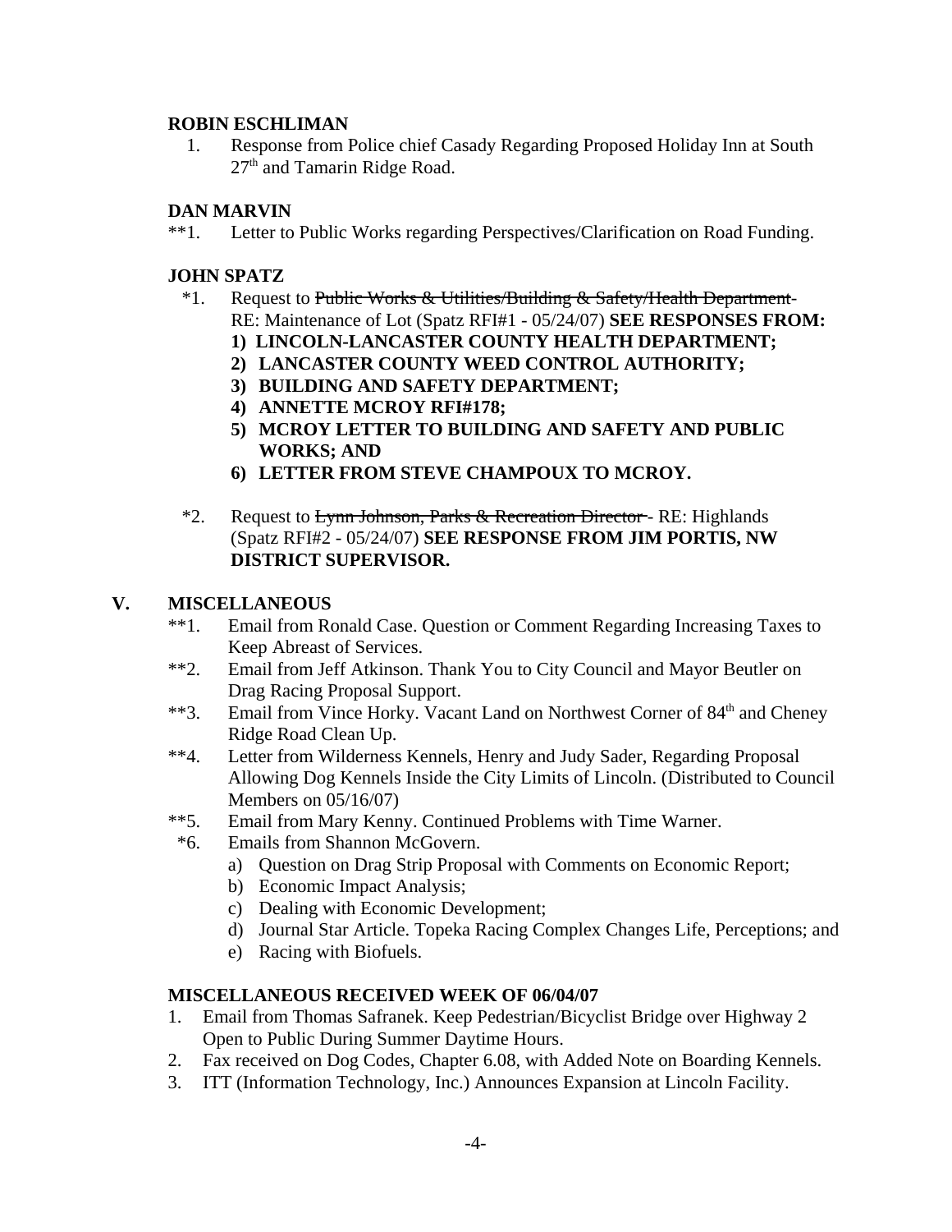**ROBIN ESCHLIMAN**

1. Response from Police chief Casady Regarding Proposed Holiday Inn at South 27th and Tamarin Ridge Road.

**DAN MARVIN**

**1. Letter to Public Works regarding Perspectives/Clarification on Road Funding.

**JOHN SPATZ**

*1. Request to ~~Public Works & Utilities/Building & Safety/Health Department~~ - RE: Maintenance of Lot (Spatz RFI#1 - 05/24/07) **SEE RESPONSES FROM:**
   **1) LINCOLN-LANCASTER COUNTY HEALTH DEPARTMENT;**
   **2) LANCASTER COUNTY WEED CONTROL AUTHORITY;**
   **3) BUILDING AND SAFETY DEPARTMENT;**
   **4) ANNETTE MCROY RFI#178;**
   **5) MCROY LETTER TO BUILDING AND SAFETY AND PUBLIC WORKS; AND**
   **6) LETTER FROM STEVE CHAMPOUX TO MCROY.**

*2. Request to ~~Lynn Johnson, Parks & Recreation Director~~ - RE: Highlands (Spatz RFI#2 - 05/24/07) **SEE RESPONSE FROM JIM PORTIS, NW DISTRICT SUPERVISOR.**

## V. MISCELLANEOUS

**1. Email from Ronald Case. Question or Comment Regarding Increasing Taxes to Keep Abreast of Services.

**2. Email from Jeff Atkinson. Thank You to City Council and Mayor Beutler on Drag Racing Proposal Support.

**3. Email from Vince Horky. Vacant Land on Northwest Corner of 84th and Cheney Ridge Road Clean Up.

**4. Letter from Wilderness Kennels, Henry and Judy Sader, Regarding Proposal Allowing Dog Kennels Inside the City Limits of Lincoln. (Distributed to Council Members on 05/16/07)

**5. Email from Mary Kenny. Continued Problems with Time Warner.

*6. Emails from Shannon McGovern.
   a) Question on Drag Strip Proposal with Comments on Economic Report;
   b) Economic Impact Analysis;
   c) Dealing with Economic Development;
   d) Journal Star Article. Topeka Racing Complex Changes Life, Perceptions; and
   e) Racing with Biofuels.

**MISCELLANEOUS RECEIVED WEEK OF 06/04/07**

1. Email from Thomas Safranek. Keep Pedestrian/Bicyclist Bridge over Highway 2 Open to Public During Summer Daytime Hours.
2. Fax received on Dog Codes, Chapter 6.08, with Added Note on Boarding Kennels.
3. ITT (Information Technology, Inc.) Announces Expansion at Lincoln Facility.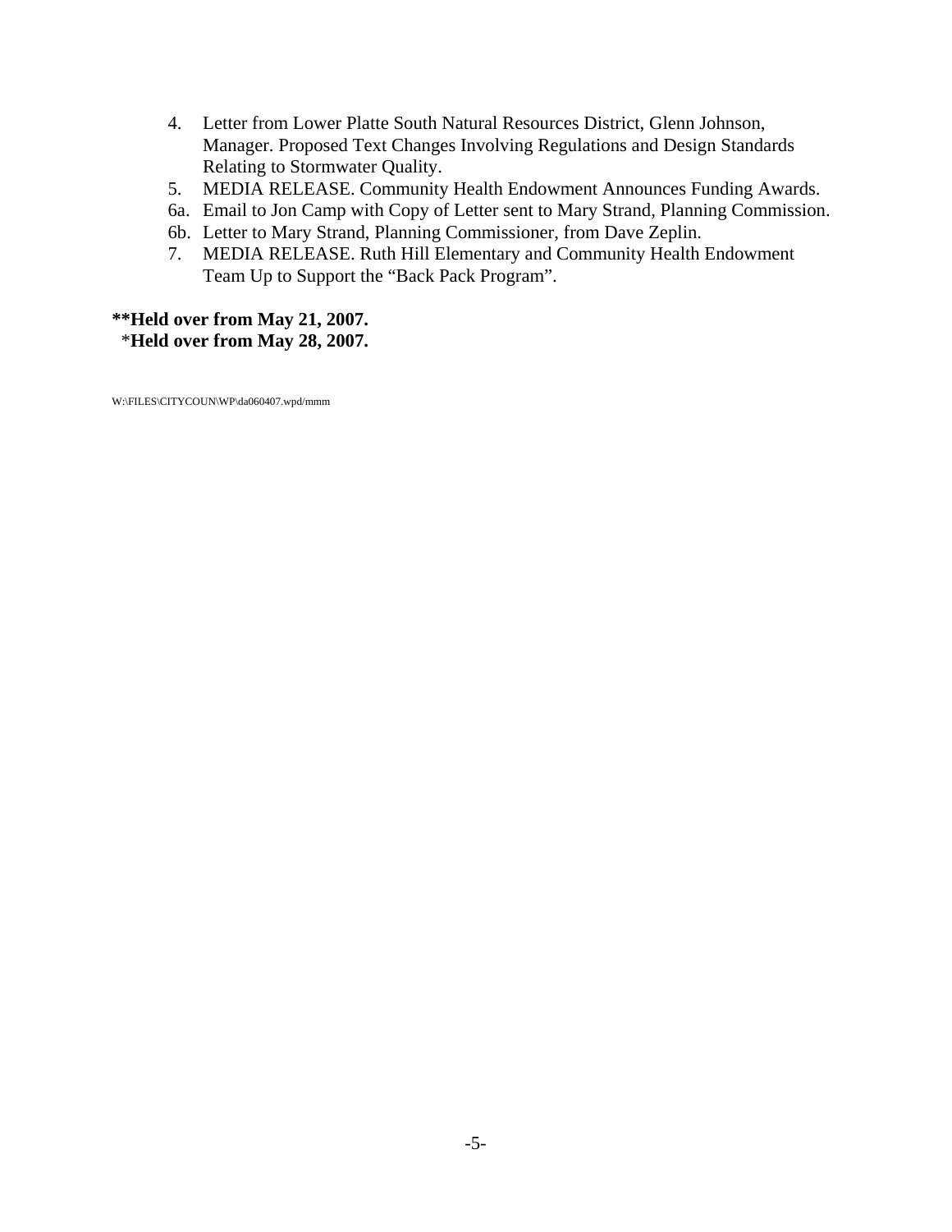4. Letter from Lower Platte South Natural Resources District, Glenn Johnson, Manager. Proposed Text Changes Involving Regulations and Design Standards Relating to Stormwater Quality.
5. MEDIA RELEASE. Community Health Endowment Announces Funding Awards.

6a. Email to Jon Camp with Copy of Letter sent to Mary Strand, Planning Commission.

6b. Letter to Mary Strand, Planning Commissioner, from Dave Zeplin.

7. MEDIA RELEASE. Ruth Hill Elementary and Community Health Endowment Team Up to Support the “Back Pack Program”.

**\*\*Held over from May 21, 2007.**
**\*Held over from May 28, 2007.**

W:\FILES\CITYCOUN\WP\da060407.wpd/mmm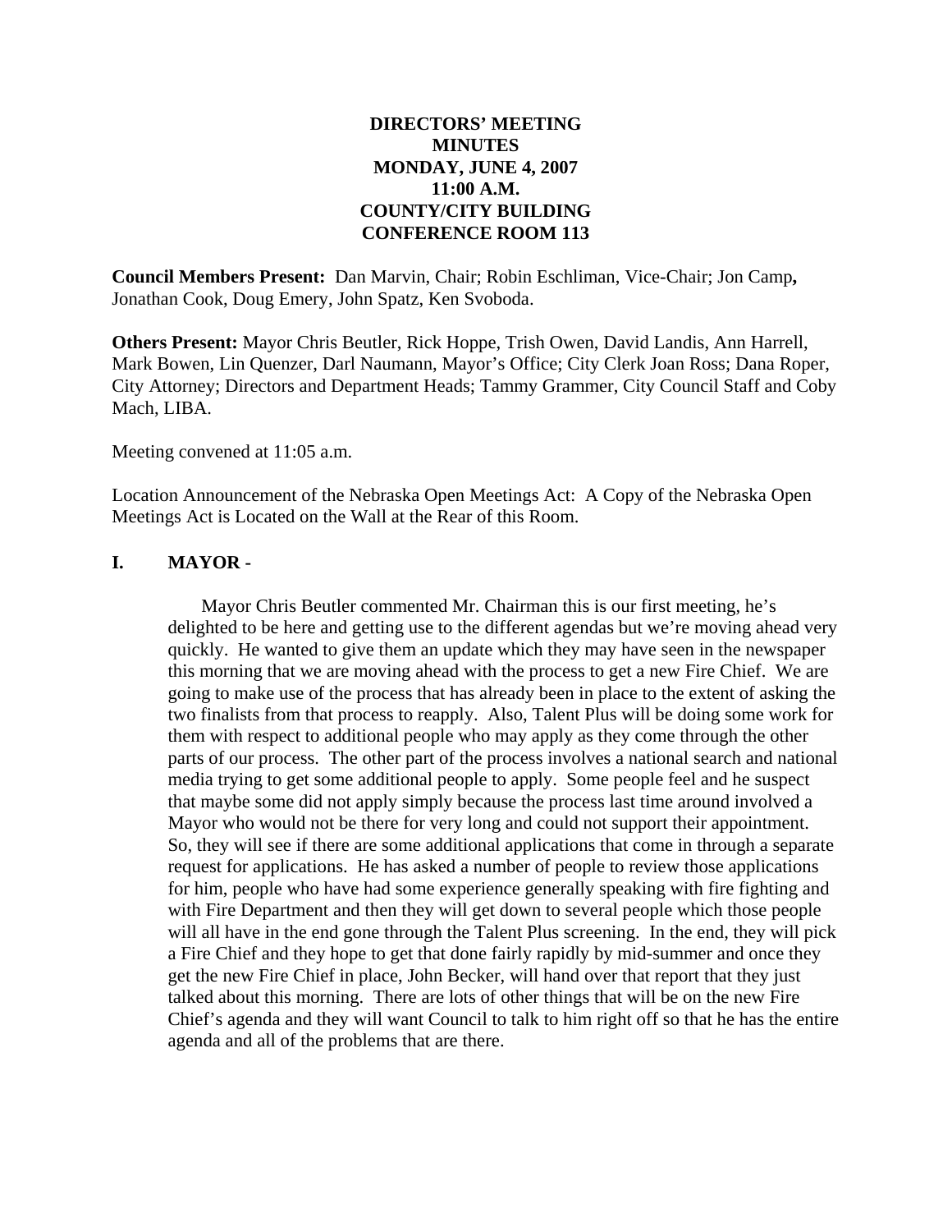**DIRECTORS' MEETING**
**MINUTES**
**MONDAY, JUNE 4, 2007**
**11:00 A.M.**
**COUNTY/CITY BUILDING**
**CONFERENCE ROOM 113**

**Council Members Present:** Dan Marvin, Chair; Robin Eschliman, Vice-Chair; Jon Camp**,** Jonathan Cook, Doug Emery, John Spatz, Ken Svoboda.

**Others Present:** Mayor Chris Beutler, Rick Hoppe, Trish Owen, David Landis, Ann Harrell, Mark Bowen, Lin Quenzer, Darl Naumann, Mayor's Office; City Clerk Joan Ross; Dana Roper, City Attorney; Directors and Department Heads; Tammy Grammer, City Council Staff and Coby Mach, LIBA.

Meeting convened at 11:05 a.m.

Location Announcement of the Nebraska Open Meetings Act: A Copy of the Nebraska Open Meetings Act is Located on the Wall at the Rear of this Room.

## I. MAYOR -

Mayor Chris Beutler commented Mr. Chairman this is our first meeting, he's delighted to be here and getting use to the different agendas but we're moving ahead very quickly. He wanted to give them an update which they may have seen in the newspaper this morning that we are moving ahead with the process to get a new Fire Chief. We are going to make use of the process that has already been in place to the extent of asking the two finalists from that process to reapply. Also, Talent Plus will be doing some work for them with respect to additional people who may apply as they come through the other parts of our process. The other part of the process involves a national search and national media trying to get some additional people to apply. Some people feel and he suspect that maybe some did not apply simply because the process last time around involved a Mayor who would not be there for very long and could not support their appointment. So, they will see if there are some additional applications that come in through a separate request for applications. He has asked a number of people to review those applications for him, people who have had some experience generally speaking with fire fighting and with Fire Department and then they will get down to several people which those people will all have in the end gone through the Talent Plus screening. In the end, they will pick a Fire Chief and they hope to get that done fairly rapidly by mid-summer and once they get the new Fire Chief in place, John Becker, will hand over that report that they just talked about this morning. There are lots of other things that will be on the new Fire Chief's agenda and they will want Council to talk to him right off so that he has the entire agenda and all of the problems that are there.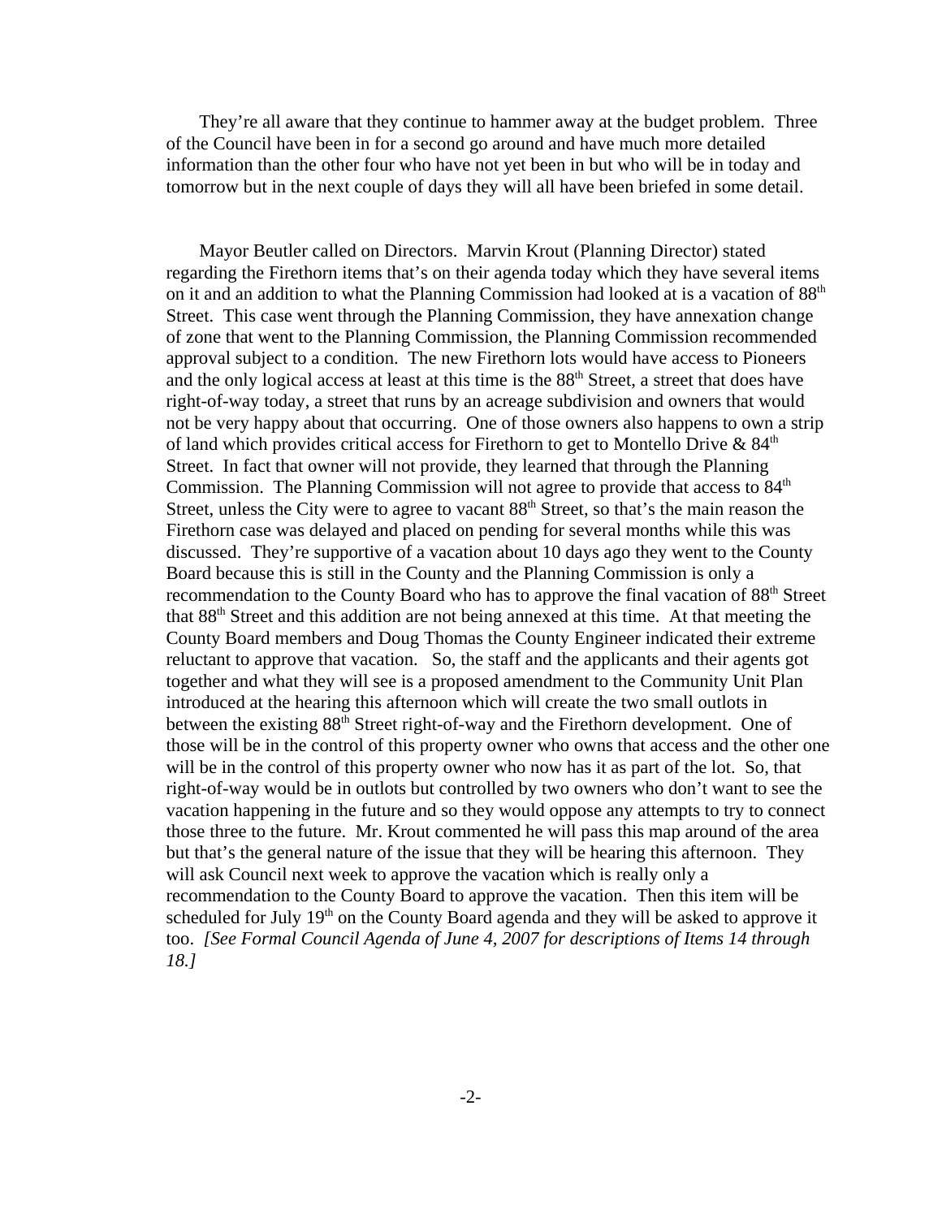They're all aware that they continue to hammer away at the budget problem. Three of the Council have been in for a second go around and have much more detailed information than the other four who have not yet been in but who will be in today and tomorrow but in the next couple of days they will all have been briefed in some detail.

Mayor Beutler called on Directors. Marvin Krout (Planning Director) stated regarding the Firethorn items that's on their agenda today which they have several items on it and an addition to what the Planning Commission had looked at is a vacation of 88th Street. This case went through the Planning Commission, they have annexation change of zone that went to the Planning Commission, the Planning Commission recommended approval subject to a condition. The new Firethorn lots would have access to Pioneers and the only logical access at least at this time is the 88th Street, a street that does have right-of-way today, a street that runs by an acreage subdivision and owners that would not be very happy about that occurring. One of those owners also happens to own a strip of land which provides critical access for Firethorn to get to Montello Drive & 84th Street. In fact that owner will not provide, they learned that through the Planning Commission. The Planning Commission will not agree to provide that access to 84th Street, unless the City were to agree to vacant 88th Street, so that's the main reason the Firethorn case was delayed and placed on pending for several months while this was discussed. They're supportive of a vacation about 10 days ago they went to the County Board because this is still in the County and the Planning Commission is only a recommendation to the County Board who has to approve the final vacation of 88th Street that 88th Street and this addition are not being annexed at this time. At that meeting the County Board members and Doug Thomas the County Engineer indicated their extreme reluctant to approve that vacation. So, the staff and the applicants and their agents got together and what they will see is a proposed amendment to the Community Unit Plan introduced at the hearing this afternoon which will create the two small outlots in between the existing 88th Street right-of-way and the Firethorn development. One of those will be in the control of this property owner who owns that access and the other one will be in the control of this property owner who now has it as part of the lot. So, that right-of-way would be in outlots but controlled by two owners who don't want to see the vacation happening in the future and so they would oppose any attempts to try to connect those three to the future. Mr. Krout commented he will pass this map around of the area but that's the general nature of the issue that they will be hearing this afternoon. They will ask Council next week to approve the vacation which is really only a recommendation to the County Board to approve the vacation. Then this item will be scheduled for July 19th on the County Board agenda and they will be asked to approve it too. *[See Formal Council Agenda of June 4, 2007 for descriptions of Items 14 through 18.]*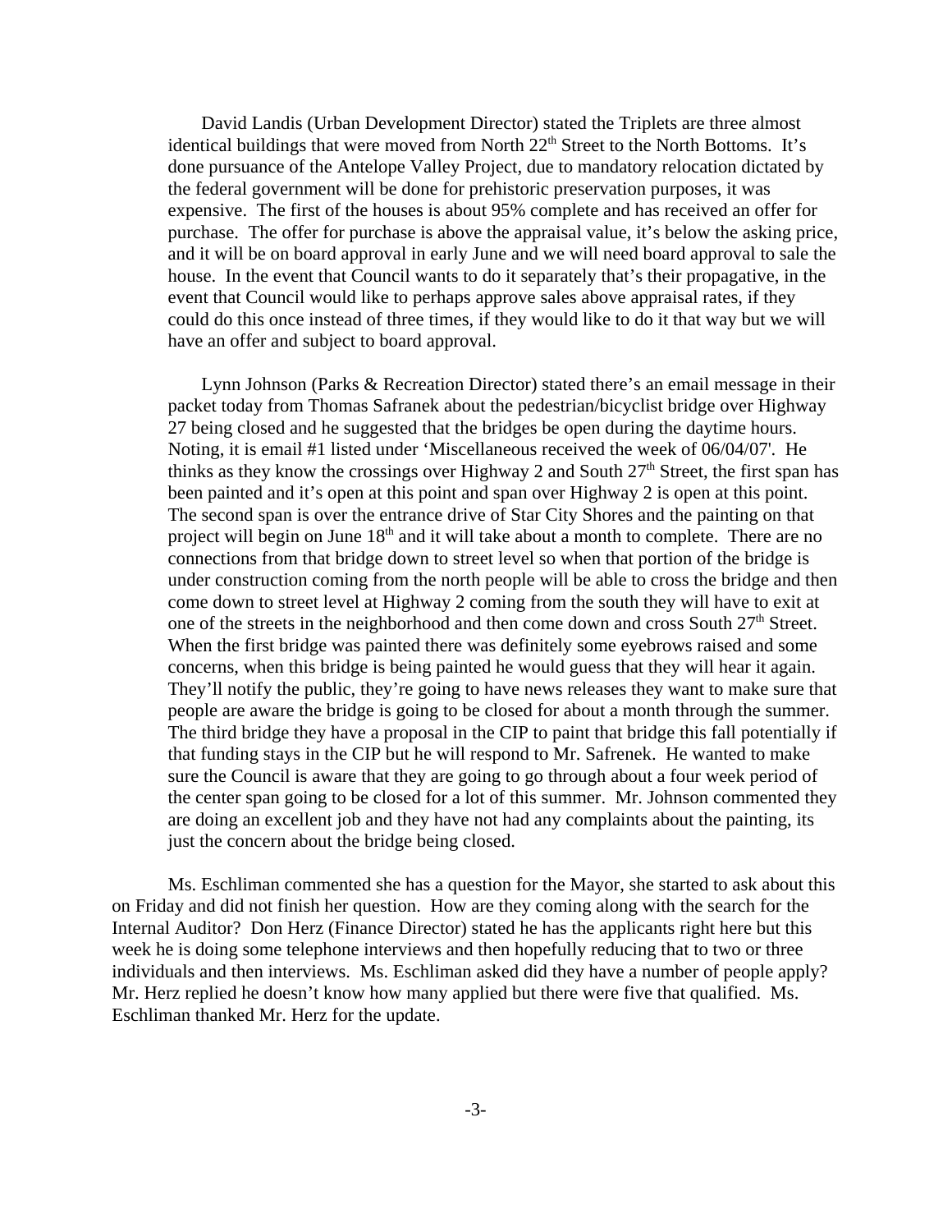David Landis (Urban Development Director) stated the Triplets are three almost identical buildings that were moved from North 22[th] Street to the North Bottoms. It's done pursuance of the Antelope Valley Project, due to mandatory relocation dictated by the federal government will be done for prehistoric preservation purposes, it was expensive. The first of the houses is about 95% complete and has received an offer for purchase. The offer for purchase is above the appraisal value, it's below the asking price, and it will be on board approval in early June and we will need board approval to sale the house. In the event that Council wants to do it separately that's their propagative, in the event that Council would like to perhaps approve sales above appraisal rates, if they could do this once instead of three times, if they would like to do it that way but we will have an offer and subject to board approval.

Lynn Johnson (Parks & Recreation Director) stated there's an email message in their packet today from Thomas Safranek about the pedestrian/bicyclist bridge over Highway 27 being closed and he suggested that the bridges be open during the daytime hours. Noting, it is email #1 listed under 'Miscellaneous received the week of 06/04/07'. He thinks as they know the crossings over Highway 2 and South 27[th] Street, the first span has been painted and it's open at this point and span over Highway 2 is open at this point. The second span is over the entrance drive of Star City Shores and the painting on that project will begin on June 18[th] and it will take about a month to complete. There are no connections from that bridge down to street level so when that portion of the bridge is under construction coming from the north people will be able to cross the bridge and then come down to street level at Highway 2 coming from the south they will have to exit at one of the streets in the neighborhood and then come down and cross South 27[th] Street. When the first bridge was painted there was definitely some eyebrows raised and some concerns, when this bridge is being painted he would guess that they will hear it again. They'll notify the public, they're going to have news releases they want to make sure that people are aware the bridge is going to be closed for about a month through the summer. The third bridge they have a proposal in the CIP to paint that bridge this fall potentially if that funding stays in the CIP but he will respond to Mr. Safrenek. He wanted to make sure the Council is aware that they are going to go through about a four week period of the center span going to be closed for a lot of this summer. Mr. Johnson commented they are doing an excellent job and they have not had any complaints about the painting, its just the concern about the bridge being closed.

Ms. Eschliman commented she has a question for the Mayor, she started to ask about this on Friday and did not finish her question. How are they coming along with the search for the Internal Auditor? Don Herz (Finance Director) stated he has the applicants right here but this week he is doing some telephone interviews and then hopefully reducing that to two or three individuals and then interviews. Ms. Eschliman asked did they have a number of people apply? Mr. Herz replied he doesn't know how many applied but there were five that qualified. Ms. Eschliman thanked Mr. Herz for the update.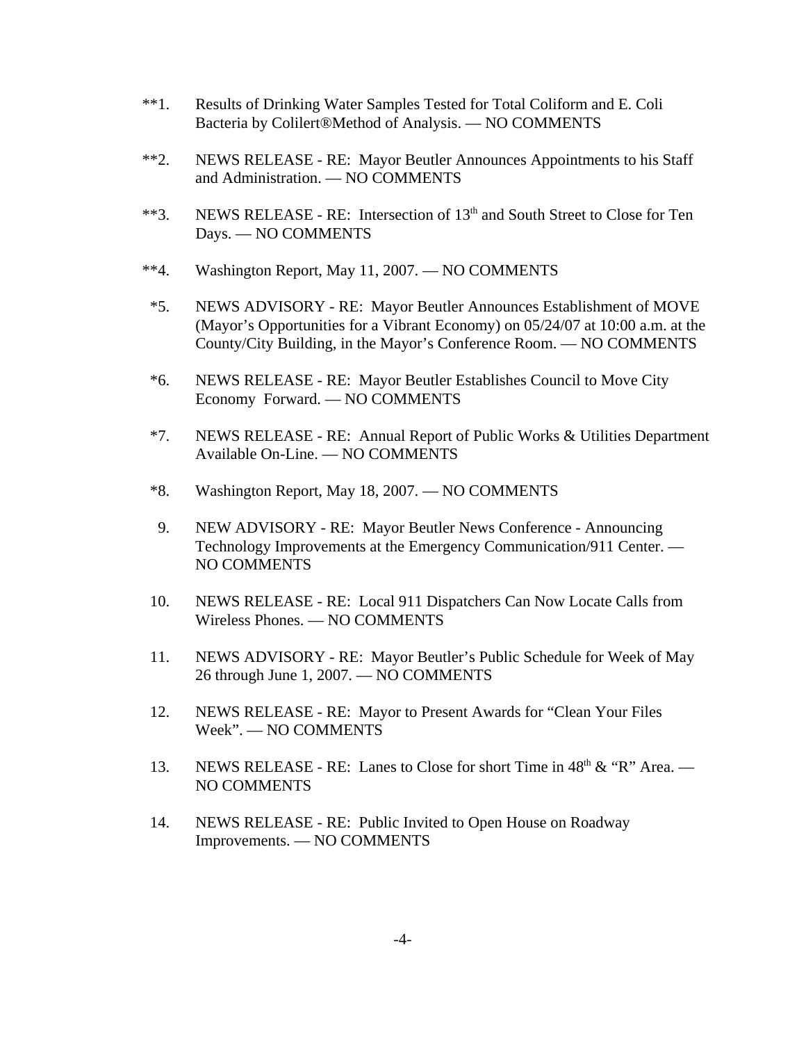**1. Results of Drinking Water Samples Tested for Total Coliform and E. Coli Bacteria by Colilert®Method of Analysis. — NO COMMENTS

**2. NEWS RELEASE - RE: Mayor Beutler Announces Appointments to his Staff and Administration. — NO COMMENTS

**3. NEWS RELEASE - RE: Intersection of 13th and South Street to Close for Ten Days. — NO COMMENTS

**4. Washington Report, May 11, 2007. — NO COMMENTS

*5. NEWS ADVISORY - RE: Mayor Beutler Announces Establishment of MOVE (Mayor's Opportunities for a Vibrant Economy) on 05/24/07 at 10:00 a.m. at the County/City Building, in the Mayor's Conference Room. — NO COMMENTS

*6. NEWS RELEASE - RE: Mayor Beutler Establishes Council to Move City Economy Forward. — NO COMMENTS

*7. NEWS RELEASE - RE: Annual Report of Public Works & Utilities Department Available On-Line. — NO COMMENTS

*8. Washington Report, May 18, 2007. — NO COMMENTS

9. NEW ADVISORY - RE: Mayor Beutler News Conference - Announcing Technology Improvements at the Emergency Communication/911 Center. — NO COMMENTS

10. NEWS RELEASE - RE: Local 911 Dispatchers Can Now Locate Calls from Wireless Phones. — NO COMMENTS

11. NEWS ADVISORY - RE: Mayor Beutler's Public Schedule for Week of May 26 through June 1, 2007. — NO COMMENTS

12. NEWS RELEASE - RE: Mayor to Present Awards for "Clean Your Files Week". — NO COMMENTS

13. NEWS RELEASE - RE: Lanes to Close for short Time in 48th & "R" Area. — NO COMMENTS

14. NEWS RELEASE - RE: Public Invited to Open House on Roadway Improvements. — NO COMMENTS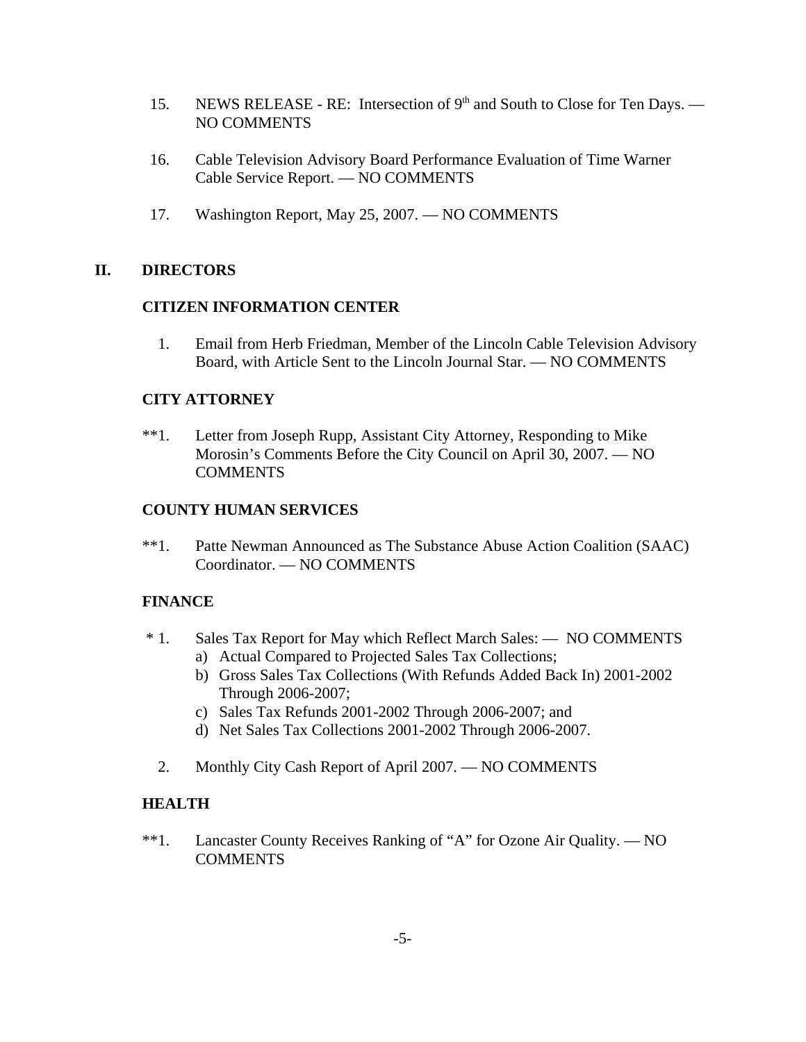15. NEWS RELEASE - RE: Intersection of 9th and South to Close for Ten Days. — NO COMMENTS

16. Cable Television Advisory Board Performance Evaluation of Time Warner Cable Service Report. — NO COMMENTS

17. Washington Report, May 25, 2007. — NO COMMENTS

## II. DIRECTORS

### CITIZEN INFORMATION CENTER

1. Email from Herb Friedman, Member of the Lincoln Cable Television Advisory Board, with Article Sent to the Lincoln Journal Star. — NO COMMENTS

### CITY ATTORNEY

**1. Letter from Joseph Rupp, Assistant City Attorney, Responding to Mike Morosin's Comments Before the City Council on April 30, 2007. — NO COMMENTS

### COUNTY HUMAN SERVICES

**1. Patte Newman Announced as The Substance Abuse Action Coalition (SAAC) Coordinator. — NO COMMENTS

### FINANCE

* 1. Sales Tax Report for May which Reflect March Sales: — NO COMMENTS
   a) Actual Compared to Projected Sales Tax Collections;
   b) Gross Sales Tax Collections (With Refunds Added Back In) 2001-2002 Through 2006-2007;
   c) Sales Tax Refunds 2001-2002 Through 2006-2007; and
   d) Net Sales Tax Collections 2001-2002 Through 2006-2007.

2. Monthly City Cash Report of April 2007. — NO COMMENTS

### HEALTH

**1. Lancaster County Receives Ranking of "A" for Ozone Air Quality. — NO COMMENTS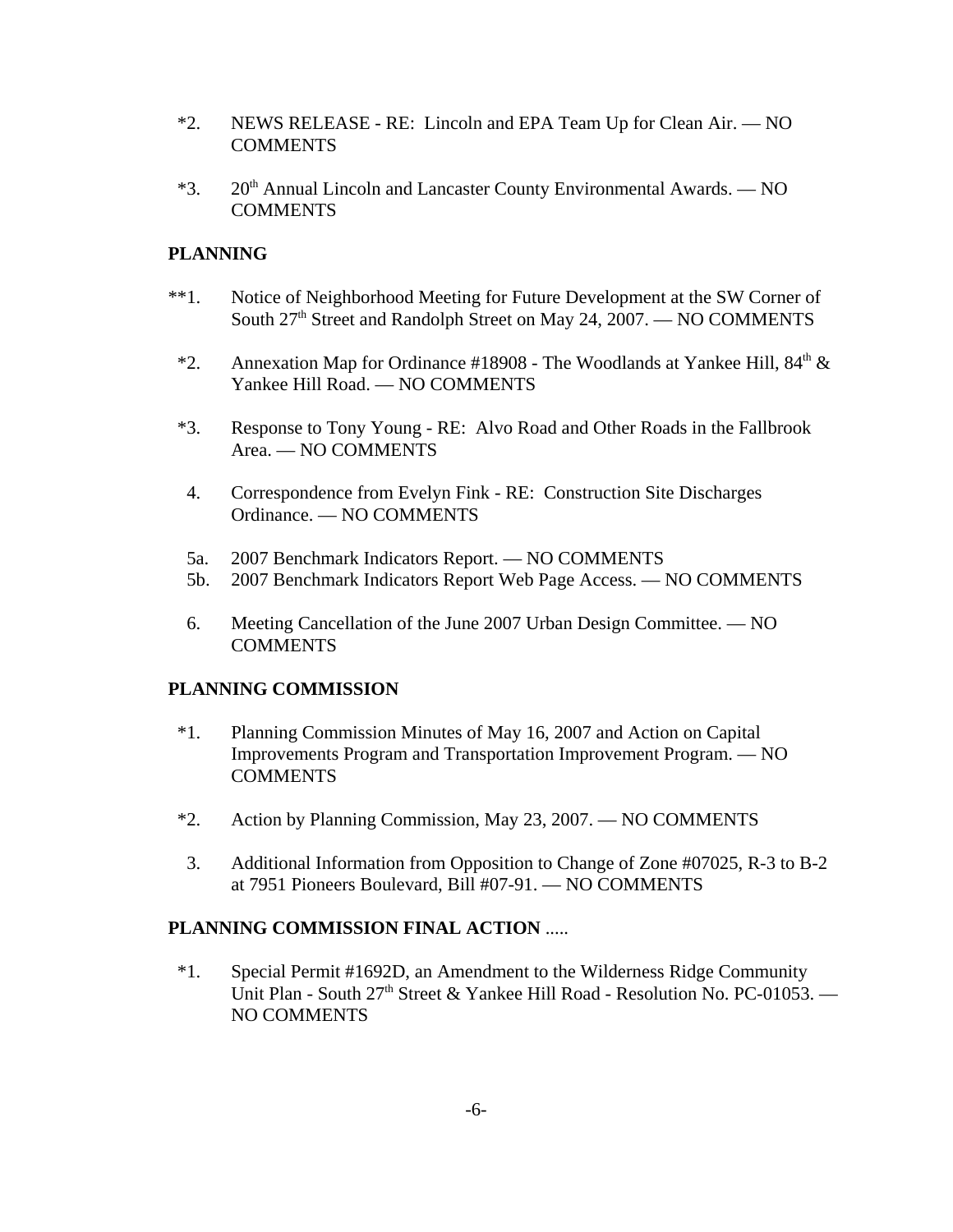*2. NEWS RELEASE - RE: Lincoln and EPA Team Up for Clean Air. — NO COMMENTS

*3. 20th Annual Lincoln and Lancaster County Environmental Awards. — NO COMMENTS

**PLANNING**

**1. Notice of Neighborhood Meeting for Future Development at the SW Corner of South 27th Street and Randolph Street on May 24, 2007. — NO COMMENTS

*2. Annexation Map for Ordinance #18908 - The Woodlands at Yankee Hill, 84th & Yankee Hill Road. — NO COMMENTS

*3. Response to Tony Young - RE: Alvo Road and Other Roads in the Fallbrook Area. — NO COMMENTS

4. Correspondence from Evelyn Fink - RE: Construction Site Discharges Ordinance. — NO COMMENTS

5a. 2007 Benchmark Indicators Report. — NO COMMENTS
5b. 2007 Benchmark Indicators Report Web Page Access. — NO COMMENTS

6. Meeting Cancellation of the June 2007 Urban Design Committee. — NO COMMENTS

**PLANNING COMMISSION**

*1. Planning Commission Minutes of May 16, 2007 and Action on Capital Improvements Program and Transportation Improvement Program. — NO COMMENTS

*2. Action by Planning Commission, May 23, 2007. — NO COMMENTS

3. Additional Information from Opposition to Change of Zone #07025, R-3 to B-2 at 7951 Pioneers Boulevard, Bill #07-91. — NO COMMENTS

**PLANNING COMMISSION FINAL ACTION** .....

*1. Special Permit #1692D, an Amendment to the Wilderness Ridge Community Unit Plan - South 27th Street & Yankee Hill Road - Resolution No. PC-01053. — NO COMMENTS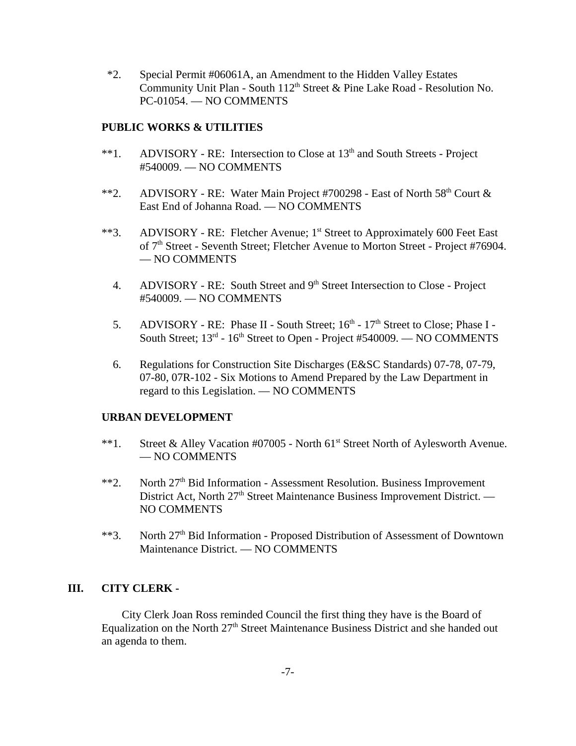*2. Special Permit #06061A, an Amendment to the Hidden Valley Estates Community Unit Plan - South 112th Street & Pine Lake Road - Resolution No. PC-01054. — NO COMMENTS

**PUBLIC WORKS & UTILITIES**

**1. ADVISORY - RE: Intersection to Close at 13th and South Streets - Project #540009. — NO COMMENTS

**2. ADVISORY - RE: Water Main Project #700298 - East of North 58th Court & East End of Johanna Road. — NO COMMENTS

**3. ADVISORY - RE: Fletcher Avenue; 1st Street to Approximately 600 Feet East of 7th Street - Seventh Street; Fletcher Avenue to Morton Street - Project #76904. — NO COMMENTS

4. ADVISORY - RE: South Street and 9th Street Intersection to Close - Project #540009. — NO COMMENTS

5. ADVISORY - RE: Phase II - South Street; 16th - 17th Street to Close; Phase I - South Street; 13rd - 16th Street to Open - Project #540009. — NO COMMENTS

6. Regulations for Construction Site Discharges (E&SC Standards) 07-78, 07-79, 07-80, 07R-102 - Six Motions to Amend Prepared by the Law Department in regard to this Legislation. — NO COMMENTS

**URBAN DEVELOPMENT**

**1. Street & Alley Vacation #07005 - North 61st Street North of Aylesworth Avenue. — NO COMMENTS

**2. North 27th Bid Information - Assessment Resolution. Business Improvement District Act, North 27th Street Maintenance Business Improvement District. — NO COMMENTS

**3. North 27th Bid Information - Proposed Distribution of Assessment of Downtown Maintenance District. — NO COMMENTS

## III. CITY CLERK -

City Clerk Joan Ross reminded Council the first thing they have is the Board of Equalization on the North 27th Street Maintenance Business District and she handed out an agenda to them.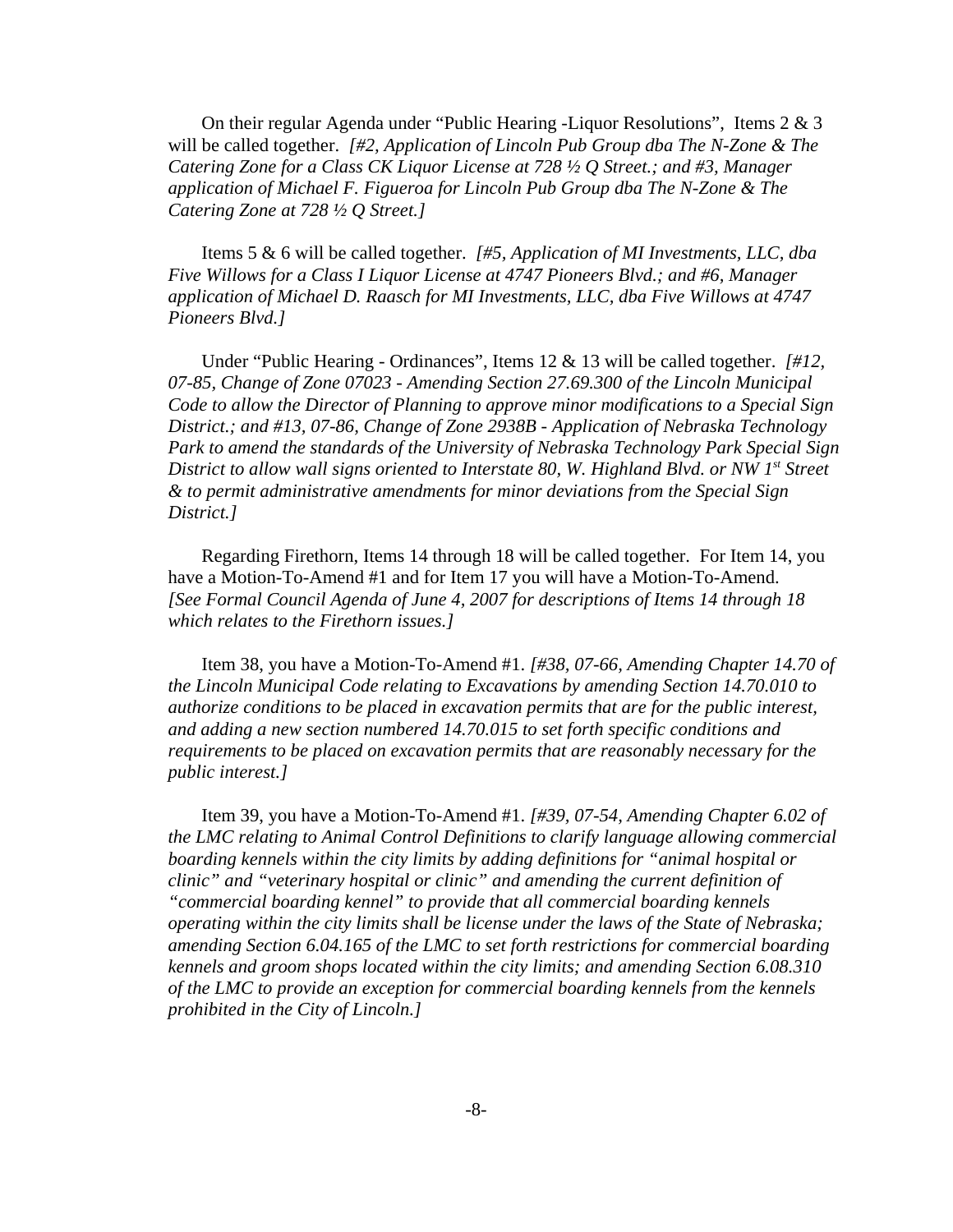On their regular Agenda under "Public Hearing -Liquor Resolutions", Items 2 & 3 will be called together. *[#2, Application of Lincoln Pub Group dba The N-Zone & The Catering Zone for a Class CK Liquor License at 728 ½ Q Street.; and #3, Manager application of Michael F. Figueroa for Lincoln Pub Group dba The N-Zone & The Catering Zone at 728 ½ Q Street.]*

Items 5 & 6 will be called together. *[#5, Application of MI Investments, LLC, dba Five Willows for a Class I Liquor License at 4747 Pioneers Blvd.; and #6, Manager application of Michael D. Raasch for MI Investments, LLC, dba Five Willows at 4747 Pioneers Blvd.]*

Under "Public Hearing - Ordinances", Items 12 & 13 will be called together. *[#12, 07-85, Change of Zone 07023 - Amending Section 27.69.300 of the Lincoln Municipal Code to allow the Director of Planning to approve minor modifications to a Special Sign District.; and #13, 07-86, Change of Zone 2938B - Application of Nebraska Technology Park to amend the standards of the University of Nebraska Technology Park Special Sign District to allow wall signs oriented to Interstate 80, W. Highland Blvd. or NW 1st Street & to permit administrative amendments for minor deviations from the Special Sign District.]*

Regarding Firethorn, Items 14 through 18 will be called together. For Item 14, you have a Motion-To-Amend #1 and for Item 17 you will have a Motion-To-Amend. *[See Formal Council Agenda of June 4, 2007 for descriptions of Items 14 through 18 which relates to the Firethorn issues.]*

Item 38, you have a Motion-To-Amend #1. *[#38, 07-66, Amending Chapter 14.70 of the Lincoln Municipal Code relating to Excavations by amending Section 14.70.010 to authorize conditions to be placed in excavation permits that are for the public interest, and adding a new section numbered 14.70.015 to set forth specific conditions and requirements to be placed on excavation permits that are reasonably necessary for the public interest.]*

Item 39, you have a Motion-To-Amend #1. *[#39, 07-54, Amending Chapter 6.02 of the LMC relating to Animal Control Definitions to clarify language allowing commercial boarding kennels within the city limits by adding definitions for "animal hospital or clinic" and "veterinary hospital or clinic" and amending the current definition of "commercial boarding kennel" to provide that all commercial boarding kennels operating within the city limits shall be license under the laws of the State of Nebraska; amending Section 6.04.165 of the LMC to set forth restrictions for commercial boarding kennels and groom shops located within the city limits; and amending Section 6.08.310 of the LMC to provide an exception for commercial boarding kennels from the kennels prohibited in the City of Lincoln.]*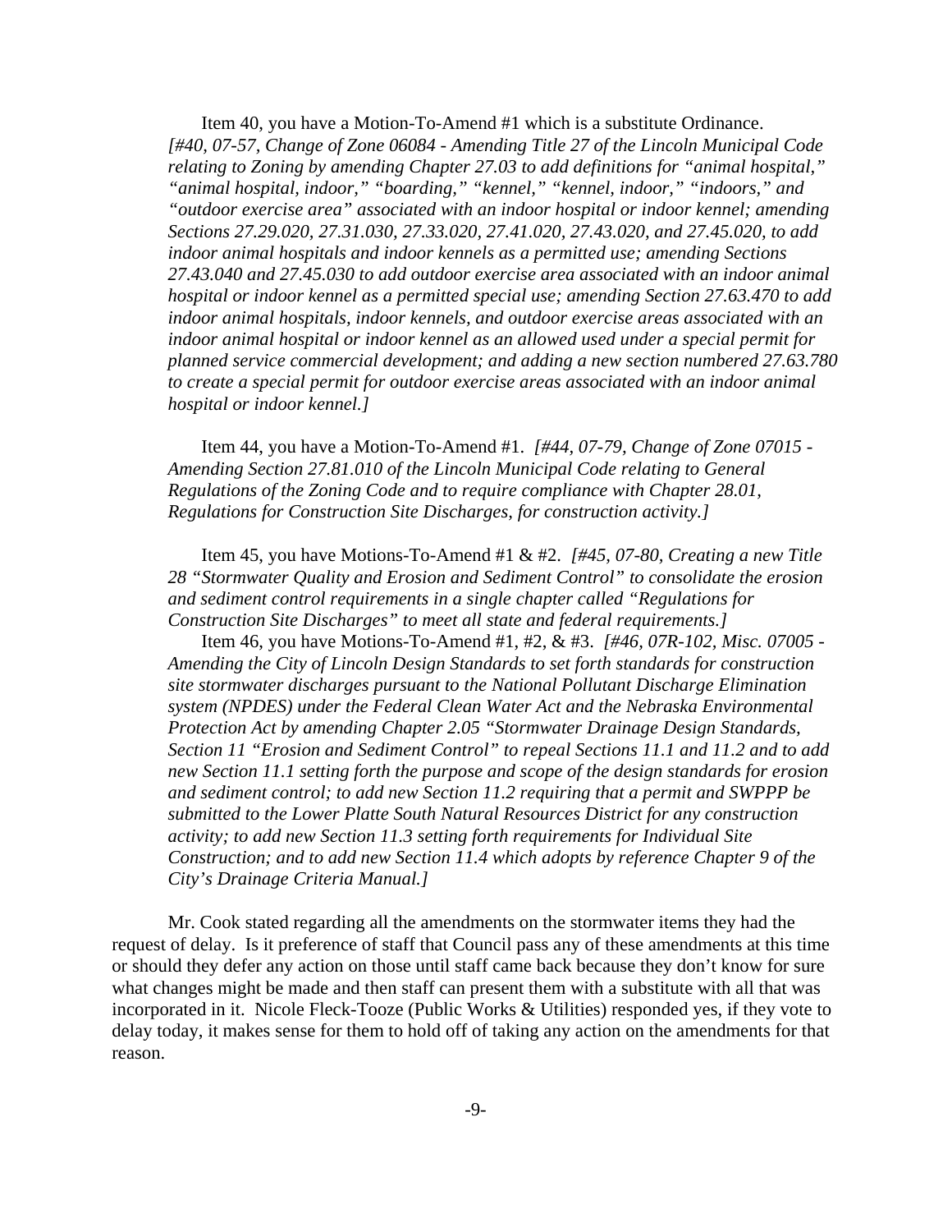Item 40, you have a Motion-To-Amend #1 which is a substitute Ordinance. *[#40, 07-57, Change of Zone 06084 - Amending Title 27 of the Lincoln Municipal Code relating to Zoning by amending Chapter 27.03 to add definitions for "animal hospital," "animal hospital, indoor," "boarding," "kennel," "kennel, indoor," "indoors," and "outdoor exercise area" associated with an indoor hospital or indoor kennel; amending Sections 27.29.020, 27.31.030, 27.33.020, 27.41.020, 27.43.020, and 27.45.020, to add indoor animal hospitals and indoor kennels as a permitted use; amending Sections 27.43.040 and 27.45.030 to add outdoor exercise area associated with an indoor animal hospital or indoor kennel as a permitted special use; amending Section 27.63.470 to add indoor animal hospitals, indoor kennels, and outdoor exercise areas associated with an indoor animal hospital or indoor kennel as an allowed used under a special permit for planned service commercial development; and adding a new section numbered 27.63.780 to create a special permit for outdoor exercise areas associated with an indoor animal hospital or indoor kennel.]*

Item 44, you have a Motion-To-Amend #1. *[#44, 07-79, Change of Zone 07015 - Amending Section 27.81.010 of the Lincoln Municipal Code relating to General Regulations of the Zoning Code and to require compliance with Chapter 28.01, Regulations for Construction Site Discharges, for construction activity.]*

Item 45, you have Motions-To-Amend #1 & #2. *[#45, 07-80, Creating a new Title 28 "Stormwater Quality and Erosion and Sediment Control" to consolidate the erosion and sediment control requirements in a single chapter called "Regulations for Construction Site Discharges" to meet all state and federal requirements.]*

Item 46, you have Motions-To-Amend #1, #2, & #3. *[#46, 07R-102, Misc. 07005 - Amending the City of Lincoln Design Standards to set forth standards for construction site stormwater discharges pursuant to the National Pollutant Discharge Elimination system (NPDES) under the Federal Clean Water Act and the Nebraska Environmental Protection Act by amending Chapter 2.05 "Stormwater Drainage Design Standards, Section 11 "Erosion and Sediment Control" to repeal Sections 11.1 and 11.2 and to add new Section 11.1 setting forth the purpose and scope of the design standards for erosion and sediment control; to add new Section 11.2 requiring that a permit and SWPPP be submitted to the Lower Platte South Natural Resources District for any construction activity; to add new Section 11.3 setting forth requirements for Individual Site Construction; and to add new Section 11.4 which adopts by reference Chapter 9 of the City's Drainage Criteria Manual.]*

Mr. Cook stated regarding all the amendments on the stormwater items they had the request of delay. Is it preference of staff that Council pass any of these amendments at this time or should they defer any action on those until staff came back because they don't know for sure what changes might be made and then staff can present them with a substitute with all that was incorporated in it. Nicole Fleck-Tooze (Public Works & Utilities) responded yes, if they vote to delay today, it makes sense for them to hold off of taking any action on the amendments for that reason.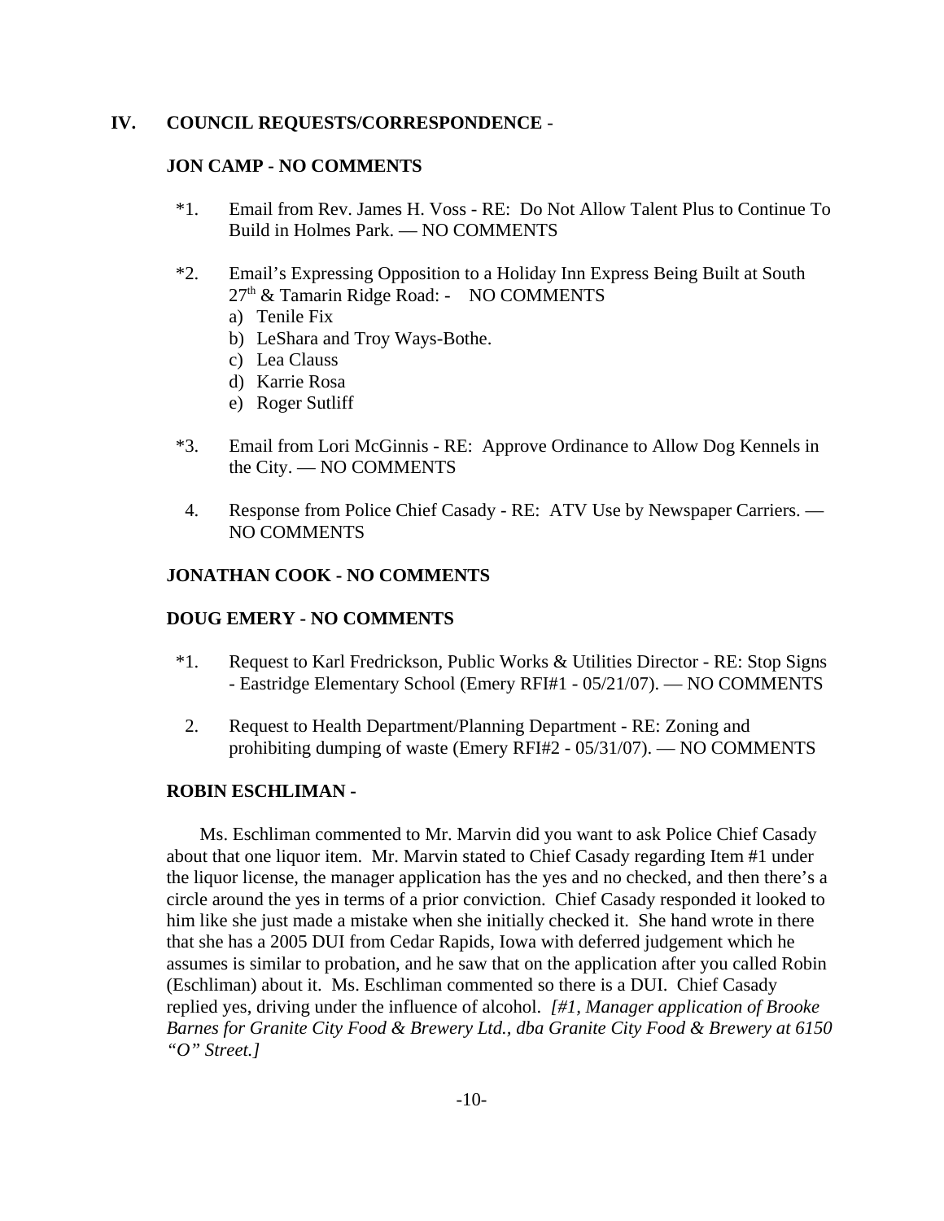## IV. COUNCIL REQUESTS/CORRESPONDENCE -

### JON CAMP - NO COMMENTS

*1. Email from Rev. James H. Voss - RE: Do Not Allow Talent Plus to Continue To Build in Holmes Park. — NO COMMENTS

*2. Email's Expressing Opposition to a Holiday Inn Express Being Built at South 27th & Tamarin Ridge Road: - NO COMMENTS

a) Tenile Fix
b) LeShara and Troy Ways-Bothe.
c) Lea Clauss
d) Karrie Rosa
e) Roger Sutliff

*3. Email from Lori McGinnis - RE: Approve Ordinance to Allow Dog Kennels in the City. — NO COMMENTS

4. Response from Police Chief Casady - RE: ATV Use by Newspaper Carriers. — NO COMMENTS

### JONATHAN COOK - NO COMMENTS

### DOUG EMERY - NO COMMENTS

*1. Request to Karl Fredrickson, Public Works & Utilities Director - RE: Stop Signs - Eastridge Elementary School (Emery RFI#1 - 05/21/07). — NO COMMENTS

2. Request to Health Department/Planning Department - RE: Zoning and prohibiting dumping of waste (Emery RFI#2 - 05/31/07). — NO COMMENTS

### ROBIN ESCHLIMAN -

Ms. Eschliman commented to Mr. Marvin did you want to ask Police Chief Casady about that one liquor item. Mr. Marvin stated to Chief Casady regarding Item #1 under the liquor license, the manager application has the yes and no checked, and then there's a circle around the yes in terms of a prior conviction. Chief Casady responded it looked to him like she just made a mistake when she initially checked it. She hand wrote in there that she has a 2005 DUI from Cedar Rapids, Iowa with deferred judgement which he assumes is similar to probation, and he saw that on the application after you called Robin (Eschliman) about it. Ms. Eschliman commented so there is a DUI. Chief Casady replied yes, driving under the influence of alcohol. *[#1, Manager application of Brooke Barnes for Granite City Food & Brewery Ltd., dba Granite City Food & Brewery at 6150 "O" Street.]*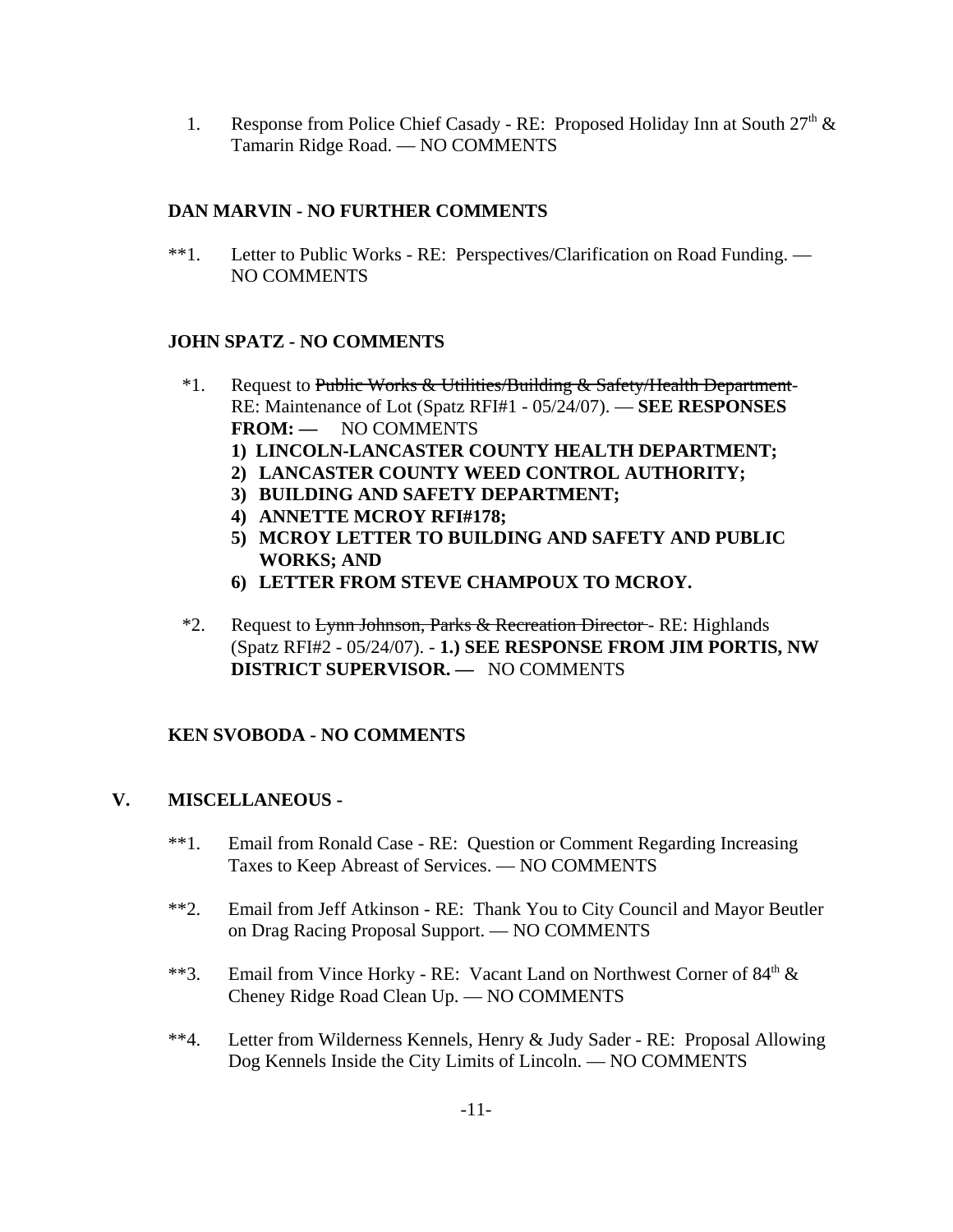1. Response from Police Chief Casady - RE: Proposed Holiday Inn at South 27th & Tamarin Ridge Road. — NO COMMENTS

**DAN MARVIN - NO FURTHER COMMENTS**

**1. Letter to Public Works - RE: Perspectives/Clarification on Road Funding. — NO COMMENTS

**JOHN SPATZ - NO COMMENTS**

*1. Request to ~~Public Works & Utilities/Building & Safety/Health Department~~ - RE: Maintenance of Lot (Spatz RFI#1 - 05/24/07). — **SEE RESPONSES FROM: —** NO COMMENTS

**1) LINCOLN-LANCASTER COUNTY HEALTH DEPARTMENT;**
**2) LANCASTER COUNTY WEED CONTROL AUTHORITY;**
**3) BUILDING AND SAFETY DEPARTMENT;**
**4) ANNETTE MCROY RFI#178;**
**5) MCROY LETTER TO BUILDING AND SAFETY AND PUBLIC WORKS; AND**
**6) LETTER FROM STEVE CHAMPOUX TO MCROY.**

*2. Request to ~~Lynn Johnson, Parks & Recreation Director~~ - RE: Highlands (Spatz RFI#2 - 05/24/07). - **1.) SEE RESPONSE FROM JIM PORTIS, NW DISTRICT SUPERVISOR. —** NO COMMENTS

**KEN SVOBODA - NO COMMENTS**

**V. MISCELLANEOUS -**

**1. Email from Ronald Case - RE: Question or Comment Regarding Increasing Taxes to Keep Abreast of Services. — NO COMMENTS

**2. Email from Jeff Atkinson - RE: Thank You to City Council and Mayor Beutler on Drag Racing Proposal Support. — NO COMMENTS

**3. Email from Vince Horky - RE: Vacant Land on Northwest Corner of 84th & Cheney Ridge Road Clean Up. — NO COMMENTS

**4. Letter from Wilderness Kennels, Henry & Judy Sader - RE: Proposal Allowing Dog Kennels Inside the City Limits of Lincoln. — NO COMMENTS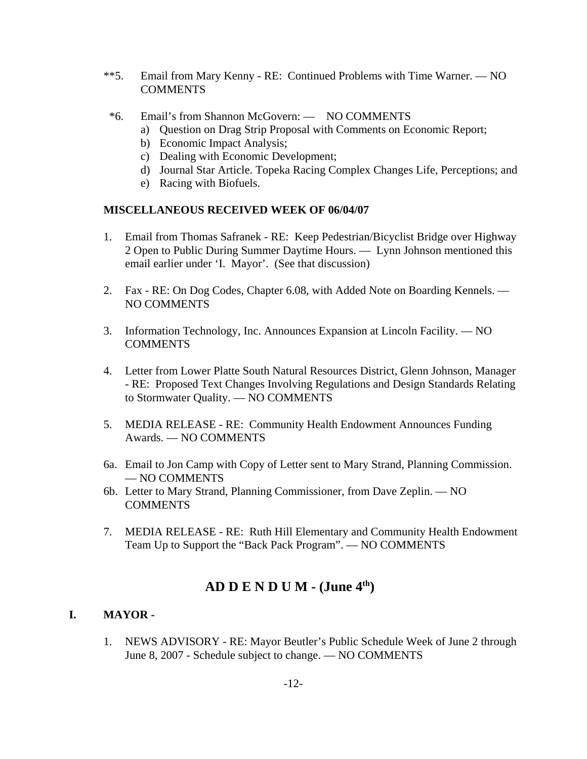**5. Email from Mary Kenny - RE: Continued Problems with Time Warner. — NO COMMENTS

*6. Email's from Shannon McGovern: — NO COMMENTS
   a) Question on Drag Strip Proposal with Comments on Economic Report;
   b) Economic Impact Analysis;
   c) Dealing with Economic Development;
   d) Journal Star Article. Topeka Racing Complex Changes Life, Perceptions; and
   e) Racing with Biofuels.

**MISCELLANEOUS RECEIVED WEEK OF 06/04/07**

1. Email from Thomas Safranek - RE: Keep Pedestrian/Bicyclist Bridge over Highway 2 Open to Public During Summer Daytime Hours. — Lynn Johnson mentioned this email earlier under 'I. Mayor'. (See that discussion)

2. Fax - RE: On Dog Codes, Chapter 6.08, with Added Note on Boarding Kennels. — NO COMMENTS

3. Information Technology, Inc. Announces Expansion at Lincoln Facility. — NO COMMENTS

4. Letter from Lower Platte South Natural Resources District, Glenn Johnson, Manager - RE: Proposed Text Changes Involving Regulations and Design Standards Relating to Stormwater Quality. — NO COMMENTS

5. MEDIA RELEASE - RE: Community Health Endowment Announces Funding Awards. — NO COMMENTS

6a. Email to Jon Camp with Copy of Letter sent to Mary Strand, Planning Commission. — NO COMMENTS

6b. Letter to Mary Strand, Planning Commissioner, from Dave Zeplin. — NO COMMENTS

7. MEDIA RELEASE - RE: Ruth Hill Elementary and Community Health Endowment Team Up to Support the "Back Pack Program". — NO COMMENTS

## AD D E N D U M - (June 4th)

**I. MAYOR -**

1. NEWS ADVISORY - RE: Mayor Beutler's Public Schedule Week of June 2 through June 8, 2007 - Schedule subject to change. — NO COMMENTS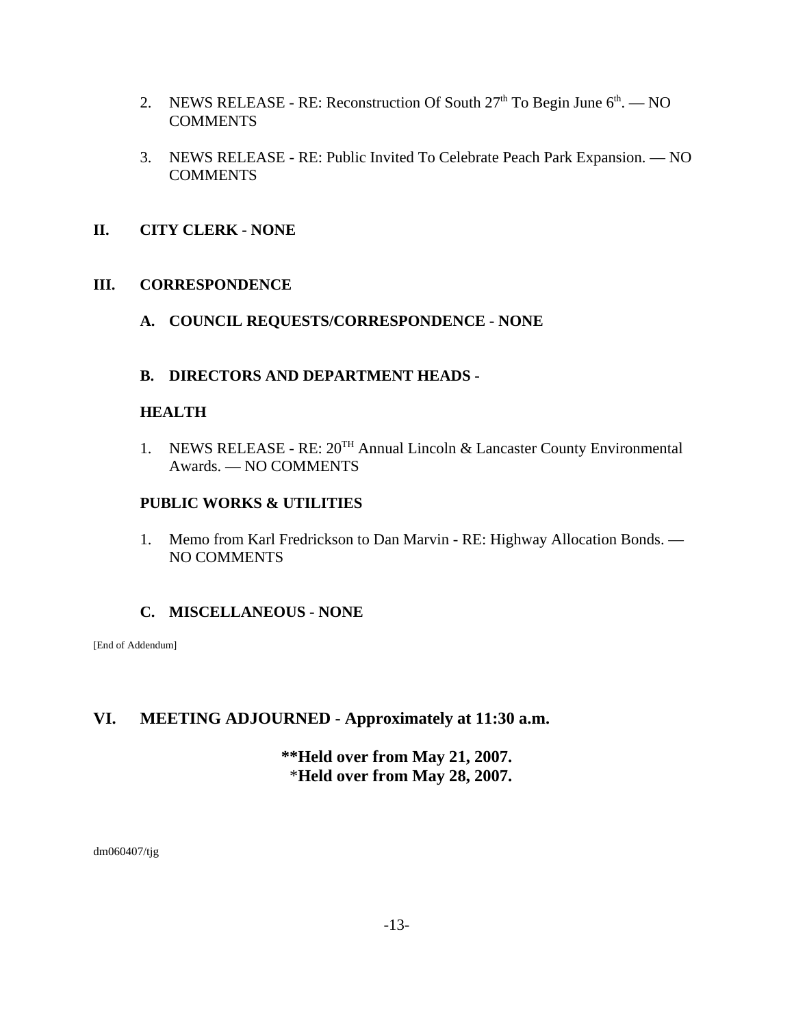2. NEWS RELEASE - RE: Reconstruction Of South 27th To Begin June 6th. — NO COMMENTS

3. NEWS RELEASE - RE: Public Invited To Celebrate Peach Park Expansion. — NO COMMENTS

## II. CITY CLERK - NONE

## III. CORRESPONDENCE

### A. COUNCIL REQUESTS/CORRESPONDENCE - NONE

### B. DIRECTORS AND DEPARTMENT HEADS -

**HEALTH**

1. NEWS RELEASE - RE: 20TH Annual Lincoln & Lancaster County Environmental Awards. — NO COMMENTS

**PUBLIC WORKS & UTILITIES**

1. Memo from Karl Fredrickson to Dan Marvin - RE: Highway Allocation Bonds. — NO COMMENTS

### C. MISCELLANEOUS - NONE

[End of Addendum]

## VI. MEETING ADJOURNED - Approximately at 11:30 a.m.

**\*\*Held over from May 21, 2007.**
**\*Held over from May 28, 2007.**

dm060407/tjg